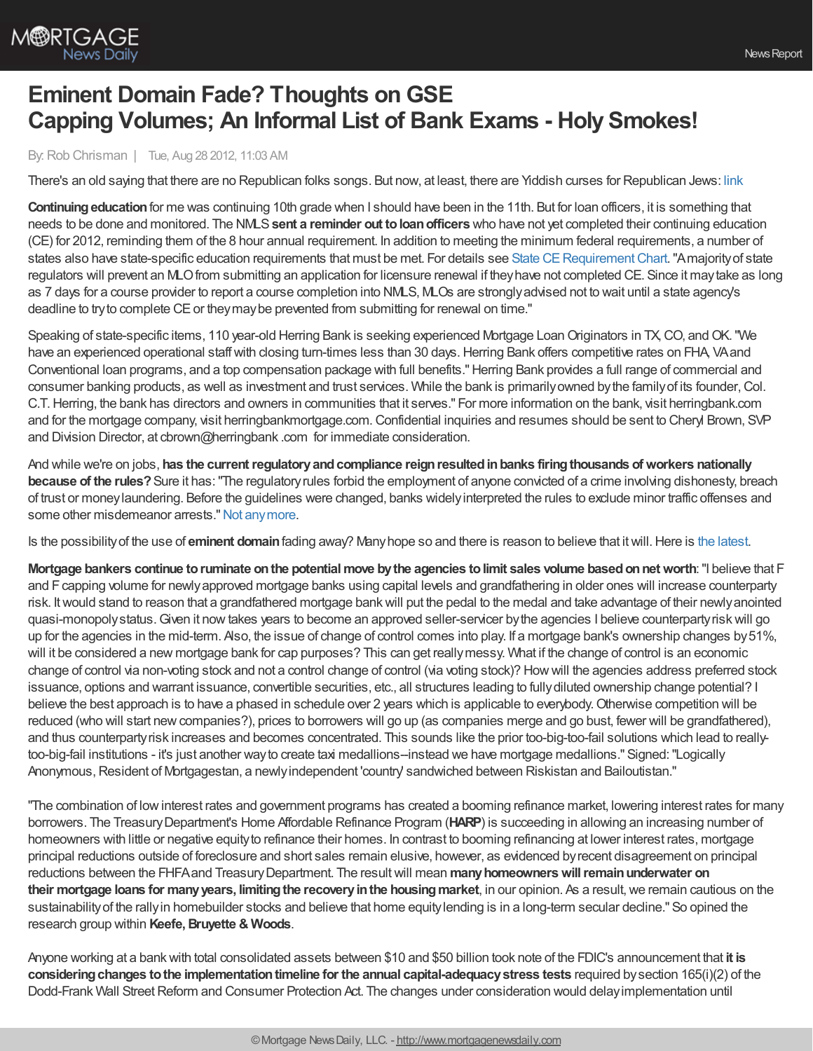# Eminent Domain Fade? Thoughts on GSE Capping Volumes; An Informal List of Bank Exams - Holy Smokes!

By: Rob Chrisman | Tue, Aug 28 2012, 11:03 AM

There's an old saying that there are no Republican folks songs. But now, at least, there are Yiddish curses for Republican Jews: link

**Continuing education** for me was continuing 10th grade when I should have been in the 11th. But for loan officers, it is something that needs to be done and monitored. The NMLS **sent a reminder out to loan officers** who have not yet completed their continuing education (CE) for 2012, reminding them of the 8 hour annual requirement. In addition to meeting the minimum federal requirements, a number of states also have state-specific education requirements that must be met. For details see State CE Requirement Chart. "A majority of state regulators will prevent an MLO from submitting an application for licensure renewal if they have not completed CE. Since it may take as long as 7 days for a course provider to report a course completion into NMLS, MLOs are strongly advised not to wait until a state agency's deadline to try to complete CE or they may be prevented from submitting for renewal on time."

Speaking of state-specific items, 110 year-old Herring Bank is seeking experienced Mortgage Loan Originators in TX, CO, and OK. "We have an experienced operational staff with closing turn-times less than 30 days. Herring Bank offers competitive rates on FHA, VA and Conventional loan programs, and a top compensation package with full benefits." Herring Bank provides a full range of commercial and consumer banking products, as well as investment and trust services. While the bank is primarily owned by the family of its founder, Col. C.T. Herring, the bank has directors and owners in communities that it serves." For more information on the bank, visit herringbank.com and for the mortgage company, visit herringbankmortgage.com. Confidential inquiries and resumes should be sent to Cheryl Brown, SVP and Division Director, at cbrown@herringbank .com for immediate consideration.

And while we're on jobs, **has the current regulatory and compliance reign resulted in banks firing thousands of workers nationally because of the rules?** Sure it has: "The regulatory rules forbid the employment of anyone convicted of a crime involving dishonesty, breach of trust or money laundering. Before the guidelines were changed, banks widely interpreted the rules to exclude minor traffic offenses and some other misdemeanor arrests." Not any more.

Is the possibility of the use of **eminent domain** fading away? Many hope so and there is reason to believe that it will. Here is the latest.

**Mortgage bankers continue to ruminate on the potential move by the agencies to limit sales volume based on net worth**: "I believe that F and F capping volume for newly approved mortgage banks using capital levels and grandfathering in older ones will increase counterparty risk. It would stand to reason that a grandfathered mortgage bank will put the pedal to the medal and take advantage of their newly anointed quasi-monopoly status. Given it now takes years to become an approved seller-servicer by the agencies I believe counterparty risk will go up for the agencies in the mid-term. Also, the issue of change of control comes into play. If a mortgage bank's ownership changes by 51%, will it be considered a new mortgage bank for cap purposes? This can get really messy. What if the change of control is an economic change of control via non-voting stock and not a control change of control (via voting stock)? How will the agencies address preferred stock issuance, options and warrant issuance, convertible securities, etc., all structures leading to fully diluted ownership change potential? I believe the best approach is to have a phased in schedule over 2 years which is applicable to everybody. Otherwise competition will be reduced (who will start new companies?), prices to borrowers will go up (as companies merge and go bust, fewer will be grandfathered), and thus counterparty risk increases and becomes concentrated. This sounds like the prior too-big-too-fail solutions which lead to really-too-big-fail institutions - it's just another way to create taxi medallions--instead we have mortgage medallions." Signed: "Logically Anonymous, Resident of Mortgagestan, a newly independent 'country' sandwiched between Riskistan and Bailoutistan."

"The combination of low interest rates and government programs has created a booming refinance market, lowering interest rates for many borrowers. The Treasury Department's Home Affordable Refinance Program (**HARP**) is succeeding in allowing an increasing number of homeowners with little or negative equity to refinance their homes. In contrast to booming refinancing at lower interest rates, mortgage principal reductions outside of foreclosure and short sales remain elusive, however, as evidenced by recent disagreement on principal reductions between the FHFA and Treasury Department. The result will mean **many homeowners will remain underwater on their mortgage loans for many years, limiting the recovery in the housing market**, in our opinion. As a result, we remain cautious on the sustainability of the rally in homebuilder stocks and believe that home equity lending is in a long-term secular decline." So opined the research group within **Keefe, Bruyette & Woods**.

Anyone working at a bank with total consolidated assets between $10 and $50 billion took note of the FDIC's announcement that **it is considering changes to the implementation timeline for the annual capital-adequacy stress tests** required by section 165(i)(2) of the Dodd-Frank Wall Street Reform and Consumer Protection Act. The changes under consideration would delay implementation until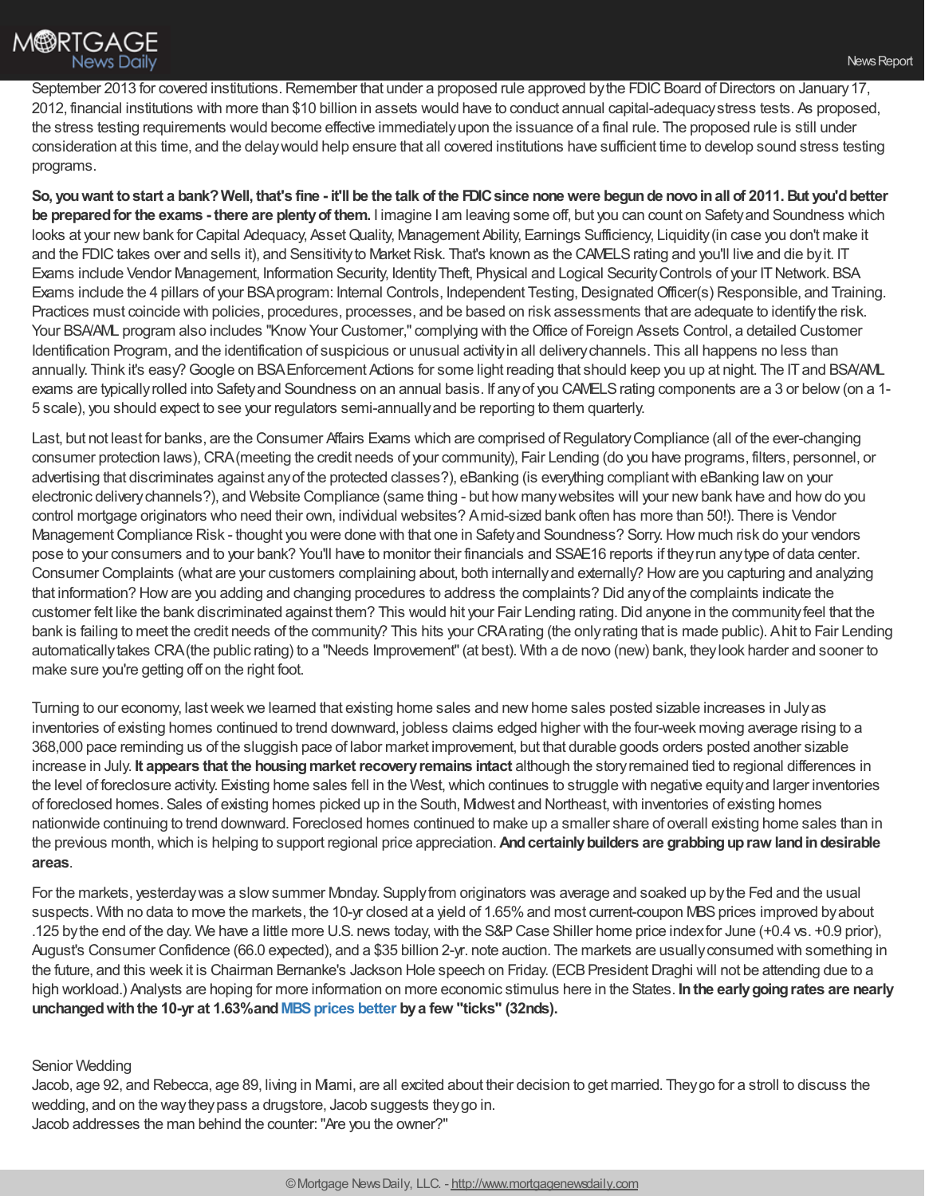September 2013 for covered institutions. Remember that under a proposed rule approved by the FDIC Board of Directors on January 17, 2012, financial institutions with more than $10 billion in assets would have to conduct annual capital-adequacy stress tests. As proposed, the stress testing requirements would become effective immediately upon the issuance of a final rule. The proposed rule is still under consideration at this time, and the delay would help ensure that all covered institutions have sufficient time to develop sound stress testing programs.

**So, you want to start a bank? Well, that's fine - it'll be the talk of the FDIC since none were begun de novo in all of 2011. But you'd better be prepared for the exams - there are plenty of them.** I imagine I am leaving some off, but you can count on Safety and Soundness which looks at your new bank for Capital Adequacy, Asset Quality, Management Ability, Earnings Sufficiency, Liquidity (in case you don't make it and the FDIC takes over and sells it), and Sensitivity to Market Risk. That's known as the CAMELS rating and you'll live and die by it. IT Exams include Vendor Management, Information Security, Identity Theft, Physical and Logical Security Controls of your IT Network. BSA Exams include the 4 pillars of your BSA program: Internal Controls, Independent Testing, Designated Officer(s) Responsible, and Training. Practices must coincide with policies, procedures, processes, and be based on risk assessments that are adequate to identify the risk. Your BSA/AML program also includes "Know Your Customer," complying with the Office of Foreign Assets Control, a detailed Customer Identification Program, and the identification of suspicious or unusual activity in all delivery channels. This all happens no less than annually. Think it's easy? Google on BSA Enforcement Actions for some light reading that should keep you up at night. The IT and BSA/AML exams are typically rolled into Safety and Soundness on an annual basis. If any of you CAMELS rating components are a 3 or below (on a 1-5 scale), you should expect to see your regulators semi-annually and be reporting to them quarterly.

Last, but not least for banks, are the Consumer Affairs Exams which are comprised of Regulatory Compliance (all of the ever-changing consumer protection laws), CRA (meeting the credit needs of your community), Fair Lending (do you have programs, filters, personnel, or advertising that discriminates against any of the protected classes?), eBanking (is everything compliant with eBanking law on your electronic delivery channels?), and Website Compliance (same thing - but how many websites will your new bank have and how do you control mortgage originators who need their own, individual websites? A mid-sized bank often has more than 50!). There is Vendor Management Compliance Risk - thought you were done with that one in Safety and Soundness? Sorry. How much risk do your vendors pose to your consumers and to your bank? You'll have to monitor their financials and SSAE16 reports if they run any type of data center. Consumer Complaints (what are your customers complaining about, both internally and externally? How are you capturing and analyzing that information? How are you adding and changing procedures to address the complaints? Did any of the complaints indicate the customer felt like the bank discriminated against them? This would hit your Fair Lending rating. Did anyone in the community feel that the bank is failing to meet the credit needs of the community? This hits your CRA rating (the only rating that is made public). A hit to Fair Lending automatically takes CRA (the public rating) to a "Needs Improvement" (at best). With a de novo (new) bank, they look harder and sooner to make sure you're getting off on the right foot.

Turning to our economy, last week we learned that existing home sales and new home sales posted sizable increases in July as inventories of existing homes continued to trend downward, jobless claims edged higher with the four-week moving average rising to a 368,000 pace reminding us of the sluggish pace of labor market improvement, but that durable goods orders posted another sizable increase in July. **It appears that the housing market recovery remains intact** although the story remained tied to regional differences in the level of foreclosure activity. Existing home sales fell in the West, which continues to struggle with negative equity and larger inventories of foreclosed homes. Sales of existing homes picked up in the South, Midwest and Northeast, with inventories of existing homes nationwide continuing to trend downward. Foreclosed homes continued to make up a smaller share of overall existing home sales than in the previous month, which is helping to support regional price appreciation. **And certainly builders are grabbing up raw land in desirable areas**.

For the markets, yesterday was a slow summer Monday. Supply from originators was average and soaked up by the Fed and the usual suspects. With no data to move the markets, the 10-yr closed at a yield of 1.65% and most current-coupon MBS prices improved by about .125 by the end of the day. We have a little more U.S. news today, with the S&P Case Shiller home price index for June (+0.4 vs. +0.9 prior), August's Consumer Confidence (66.0 expected), and a $35 billion 2-yr. note auction. The markets are usually consumed with something in the future, and this week it is Chairman Bernanke's Jackson Hole speech on Friday. (ECB President Draghi will not be attending due to a high workload.) Analysts are hoping for more information on more economic stimulus here in the States. **In the early going rates are nearly unchanged with the 10-yr at 1.63% and MBS prices better by a few "ticks" (32nds).**

Senior Wedding
Jacob, age 92, and Rebecca, age 89, living in Miami, are all excited about their decision to get married. They go for a stroll to discuss the wedding, and on the way they pass a drugstore, Jacob suggests they go in.
Jacob addresses the man behind the counter: "Are you the owner?"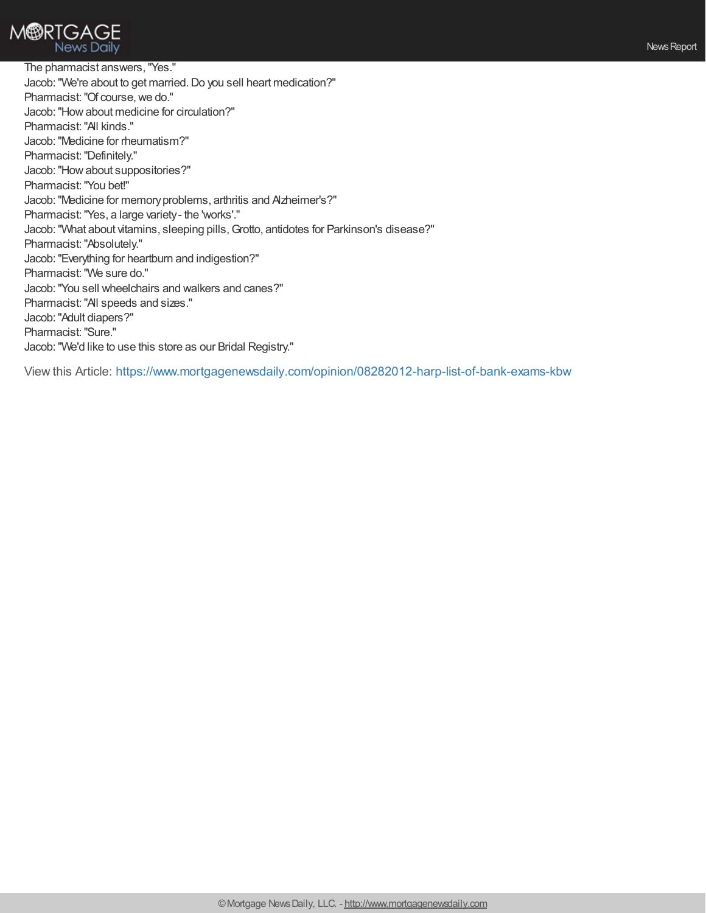The pharmacist answers, "Yes."
Jacob: "We're about to get married. Do you sell heart medication?"
Pharmacist: "Of course, we do."
Jacob: "How about medicine for circulation?"
Pharmacist: "All kinds."
Jacob: "Medicine for rheumatism?"
Pharmacist: "Definitely."
Jacob: "How about suppositories?"
Pharmacist: "You bet!"
Jacob: "Medicine for memory problems, arthritis and Alzheimer's?"
Pharmacist: "Yes, a large variety - the 'works'."
Jacob: "What about vitamins, sleeping pills, Grotto, antidotes for Parkinson's disease?"
Pharmacist: "Absolutely."
Jacob: "Everything for heartburn and indigestion?"
Pharmacist: "We sure do."
Jacob: "You sell wheelchairs and walkers and canes?"
Pharmacist: "All speeds and sizes."
Jacob: "Adult diapers?"
Pharmacist: "Sure."
Jacob: "We'd like to use this store as our Bridal Registry."

View this Article: https://www.mortgagenewsdaily.com/opinion/08282012-harp-list-of-bank-exams-kbw